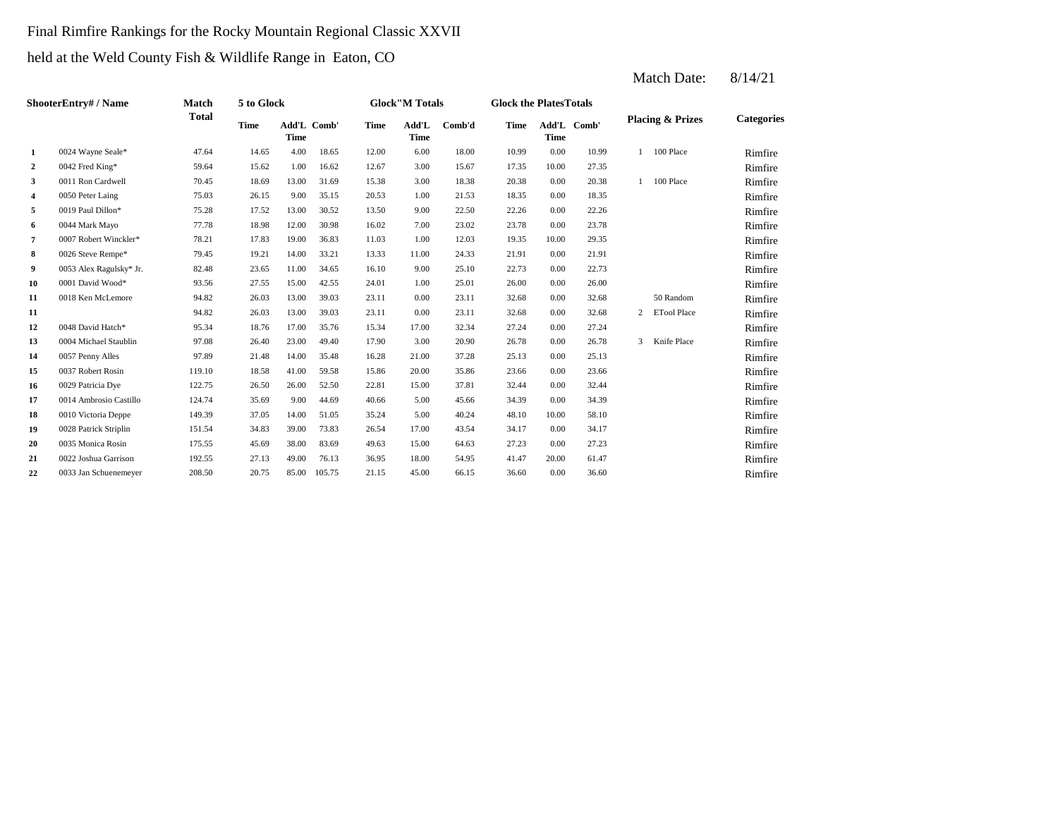Final Rimfire Rankings for the Rocky Mountain Regional Classic XXVII

held at the Weld County Fish & Wildlife Range in Eaton, CO

Match Date: 8/14/21

| | ShooterEntry# / Name | Match Total | 5 to Glock | | | Glock"M Totals | | | Glock the PlatesTotals | | | Placing & Prizes | | Categories |
|---|---|---|---|---|---|---|---|---|---|---|---|---|---|---|
| | | | Time | Add'L Time | Comb' | Time | Add'L Time | Comb'd | Time | Add'L Time | Comb' | | | |
| 1 | 0024 Wayne Seale* | 47.64 | 14.65 | 4.00 | 18.65 | 12.00 | 6.00 | 18.00 | 10.99 | 0.00 | 10.99 | 1 | 100 Place | Rimfire |
| 2 | 0042 Fred King* | 59.64 | 15.62 | 1.00 | 16.62 | 12.67 | 3.00 | 15.67 | 17.35 | 10.00 | 27.35 | | | Rimfire |
| 3 | 0011 Ron Cardwell | 70.45 | 18.69 | 13.00 | 31.69 | 15.38 | 3.00 | 18.38 | 20.38 | 0.00 | 20.38 | 1 | 100 Place | Rimfire |
| 4 | 0050 Peter Laing | 75.03 | 26.15 | 9.00 | 35.15 | 20.53 | 1.00 | 21.53 | 18.35 | 0.00 | 18.35 | | | Rimfire |
| 5 | 0019 Paul Dillon* | 75.28 | 17.52 | 13.00 | 30.52 | 13.50 | 9.00 | 22.50 | 22.26 | 0.00 | 22.26 | | | Rimfire |
| 6 | 0044 Mark Mayo | 77.78 | 18.98 | 12.00 | 30.98 | 16.02 | 7.00 | 23.02 | 23.78 | 0.00 | 23.78 | | | Rimfire |
| 7 | 0007 Robert Winckler* | 78.21 | 17.83 | 19.00 | 36.83 | 11.03 | 1.00 | 12.03 | 19.35 | 10.00 | 29.35 | | | Rimfire |
| 8 | 0026 Steve Rempe* | 79.45 | 19.21 | 14.00 | 33.21 | 13.33 | 11.00 | 24.33 | 21.91 | 0.00 | 21.91 | | | Rimfire |
| 9 | 0053 Alex Ragulsky* Jr. | 82.48 | 23.65 | 11.00 | 34.65 | 16.10 | 9.00 | 25.10 | 22.73 | 0.00 | 22.73 | | | Rimfire |
| 10 | 0001 David Wood* | 93.56 | 27.55 | 15.00 | 42.55 | 24.01 | 1.00 | 25.01 | 26.00 | 0.00 | 26.00 | | | Rimfire |
| 11 | 0018 Ken McLemore | 94.82 | 26.03 | 13.00 | 39.03 | 23.11 | 0.00 | 23.11 | 32.68 | 0.00 | 32.68 | | 50 Random | Rimfire |
| 11 | | 94.82 | 26.03 | 13.00 | 39.03 | 23.11 | 0.00 | 23.11 | 32.68 | 0.00 | 32.68 | 2 | ETool Place | Rimfire |
| 12 | 0048 David Hatch* | 95.34 | 18.76 | 17.00 | 35.76 | 15.34 | 17.00 | 32.34 | 27.24 | 0.00 | 27.24 | | | Rimfire |
| 13 | 0004 Michael Staublin | 97.08 | 26.40 | 23.00 | 49.40 | 17.90 | 3.00 | 20.90 | 26.78 | 0.00 | 26.78 | 3 | Knife Place | Rimfire |
| 14 | 0057 Penny Alles | 97.89 | 21.48 | 14.00 | 35.48 | 16.28 | 21.00 | 37.28 | 25.13 | 0.00 | 25.13 | | | Rimfire |
| 15 | 0037 Robert Rosin | 119.10 | 18.58 | 41.00 | 59.58 | 15.86 | 20.00 | 35.86 | 23.66 | 0.00 | 23.66 | | | Rimfire |
| 16 | 0029 Patricia Dye | 122.75 | 26.50 | 26.00 | 52.50 | 22.81 | 15.00 | 37.81 | 32.44 | 0.00 | 32.44 | | | Rimfire |
| 17 | 0014 Ambrosio Castillo | 124.74 | 35.69 | 9.00 | 44.69 | 40.66 | 5.00 | 45.66 | 34.39 | 0.00 | 34.39 | | | Rimfire |
| 18 | 0010 Victoria Deppe | 149.39 | 37.05 | 14.00 | 51.05 | 35.24 | 5.00 | 40.24 | 48.10 | 10.00 | 58.10 | | | Rimfire |
| 19 | 0028 Patrick Striplin | 151.54 | 34.83 | 39.00 | 73.83 | 26.54 | 17.00 | 43.54 | 34.17 | 0.00 | 34.17 | | | Rimfire |
| 20 | 0035 Monica Rosin | 175.55 | 45.69 | 38.00 | 83.69 | 49.63 | 15.00 | 64.63 | 27.23 | 0.00 | 27.23 | | | Rimfire |
| 21 | 0022 Joshua Garrison | 192.55 | 27.13 | 49.00 | 76.13 | 36.95 | 18.00 | 54.95 | 41.47 | 20.00 | 61.47 | | | Rimfire |
| 22 | 0033 Jan Schuenemeyer | 208.50 | 20.75 | 85.00 | 105.75 | 21.15 | 45.00 | 66.15 | 36.60 | 0.00 | 36.60 | | | Rimfire |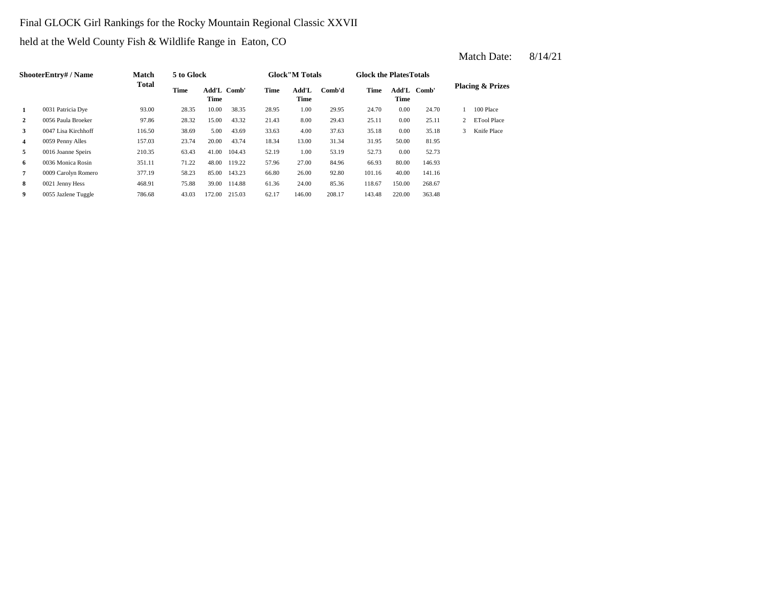Final GLOCK Girl Rankings for the Rocky Mountain Regional Classic XXVII

held at the Weld County Fish & Wildlife Range in Eaton, CO

Match Date: 8/14/21

| | ShooterEntry# / Name | Match Total | 5 to Glock | | | Glock"M Totals | | | Glock the PlatesTotals | | | Placing & Prizes | |
|---|---|---|---|---|---|---|---|---|---|---|---|---|---|
| | | | Time | Add'L Time | Comb' | Time | Add'L Time | Comb'd | Time | Add'L Time | Comb' | | |
| 1 | 0031 Patricia Dye | 93.00 | 28.35 | 10.00 | 38.35 | 28.95 | 1.00 | 29.95 | 24.70 | 0.00 | 24.70 | 1 | 100 Place |
| 2 | 0056 Paula Broeker | 97.86 | 28.32 | 15.00 | 43.32 | 21.43 | 8.00 | 29.43 | 25.11 | 0.00 | 25.11 | 2 | ETool Place |
| 3 | 0047 Lisa Kirchhoff | 116.50 | 38.69 | 5.00 | 43.69 | 33.63 | 4.00 | 37.63 | 35.18 | 0.00 | 35.18 | 3 | Knife Place |
| 4 | 0059 Penny Alles | 157.03 | 23.74 | 20.00 | 43.74 | 18.34 | 13.00 | 31.34 | 31.95 | 50.00 | 81.95 | | |
| 5 | 0016 Joanne Speirs | 210.35 | 63.43 | 41.00 | 104.43 | 52.19 | 1.00 | 53.19 | 52.73 | 0.00 | 52.73 | | |
| 6 | 0036 Monica Rosin | 351.11 | 71.22 | 48.00 | 119.22 | 57.96 | 27.00 | 84.96 | 66.93 | 80.00 | 146.93 | | |
| 7 | 0009 Carolyn Romero | 377.19 | 58.23 | 85.00 | 143.23 | 66.80 | 26.00 | 92.80 | 101.16 | 40.00 | 141.16 | | |
| 8 | 0021 Jenny Hess | 468.91 | 75.88 | 39.00 | 114.88 | 61.36 | 24.00 | 85.36 | 118.67 | 150.00 | 268.67 | | |
| 9 | 0055 Jazlene Tuggle | 786.68 | 43.03 | 172.00 | 215.03 | 62.17 | 146.00 | 208.17 | 143.48 | 220.00 | 363.48 | | |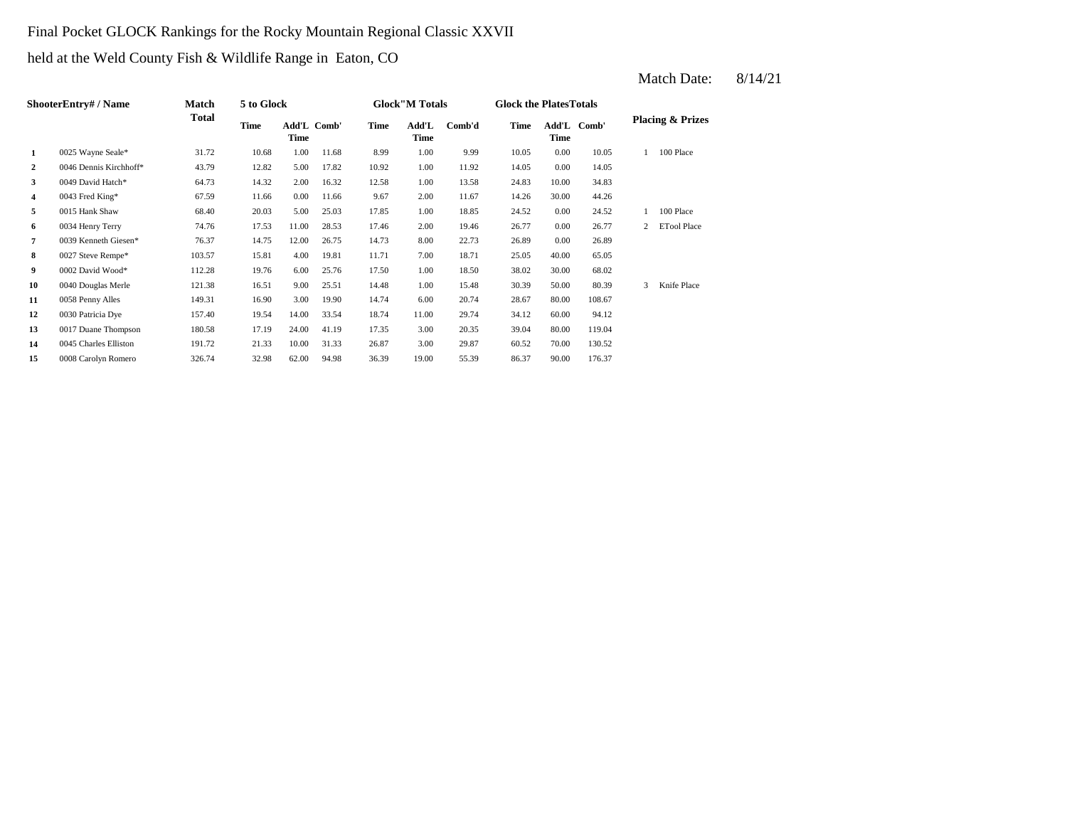Final Pocket GLOCK Rankings for the Rocky Mountain Regional Classic XXVII

held at the Weld County Fish & Wildlife Range in Eaton, CO

Match Date: 8/14/21

| | ShooterEntry# / Name | Match Total | 5 to Glock | | | Glock"M Totals | | | Glock the PlatesTotals | | | Placing & Prizes | |
|---|---|---|---|---|---|---|---|---|---|---|---|---|---|
| | | | Time | Add'L Time | Comb' | Time | Add'L Time | Comb'd | Time | Add'L Time | Comb' | | |
| 1 | 0025 Wayne Seale* | 31.72 | 10.68 | 1.00 | 11.68 | 8.99 | 1.00 | 9.99 | 10.05 | 0.00 | 10.05 | 1 | 100 Place |
| 2 | 0046 Dennis Kirchhoff* | 43.79 | 12.82 | 5.00 | 17.82 | 10.92 | 1.00 | 11.92 | 14.05 | 0.00 | 14.05 | | |
| 3 | 0049 David Hatch* | 64.73 | 14.32 | 2.00 | 16.32 | 12.58 | 1.00 | 13.58 | 24.83 | 10.00 | 34.83 | | |
| 4 | 0043 Fred King* | 67.59 | 11.66 | 0.00 | 11.66 | 9.67 | 2.00 | 11.67 | 14.26 | 30.00 | 44.26 | | |
| 5 | 0015 Hank Shaw | 68.40 | 20.03 | 5.00 | 25.03 | 17.85 | 1.00 | 18.85 | 24.52 | 0.00 | 24.52 | 1 | 100 Place |
| 6 | 0034 Henry Terry | 74.76 | 17.53 | 11.00 | 28.53 | 17.46 | 2.00 | 19.46 | 26.77 | 0.00 | 26.77 | 2 | ETool Place |
| 7 | 0039 Kenneth Giesen* | 76.37 | 14.75 | 12.00 | 26.75 | 14.73 | 8.00 | 22.73 | 26.89 | 0.00 | 26.89 | | |
| 8 | 0027 Steve Rempe* | 103.57 | 15.81 | 4.00 | 19.81 | 11.71 | 7.00 | 18.71 | 25.05 | 40.00 | 65.05 | | |
| 9 | 0002 David Wood* | 112.28 | 19.76 | 6.00 | 25.76 | 17.50 | 1.00 | 18.50 | 38.02 | 30.00 | 68.02 | | |
| 10 | 0040 Douglas Merle | 121.38 | 16.51 | 9.00 | 25.51 | 14.48 | 1.00 | 15.48 | 30.39 | 50.00 | 80.39 | 3 | Knife Place |
| 11 | 0058 Penny Alles | 149.31 | 16.90 | 3.00 | 19.90 | 14.74 | 6.00 | 20.74 | 28.67 | 80.00 | 108.67 | | |
| 12 | 0030 Patricia Dye | 157.40 | 19.54 | 14.00 | 33.54 | 18.74 | 11.00 | 29.74 | 34.12 | 60.00 | 94.12 | | |
| 13 | 0017 Duane Thompson | 180.58 | 17.19 | 24.00 | 41.19 | 17.35 | 3.00 | 20.35 | 39.04 | 80.00 | 119.04 | | |
| 14 | 0045 Charles Elliston | 191.72 | 21.33 | 10.00 | 31.33 | 26.87 | 3.00 | 29.87 | 60.52 | 70.00 | 130.52 | | |
| 15 | 0008 Carolyn Romero | 326.74 | 32.98 | 62.00 | 94.98 | 36.39 | 19.00 | 55.39 | 86.37 | 90.00 | 176.37 | | |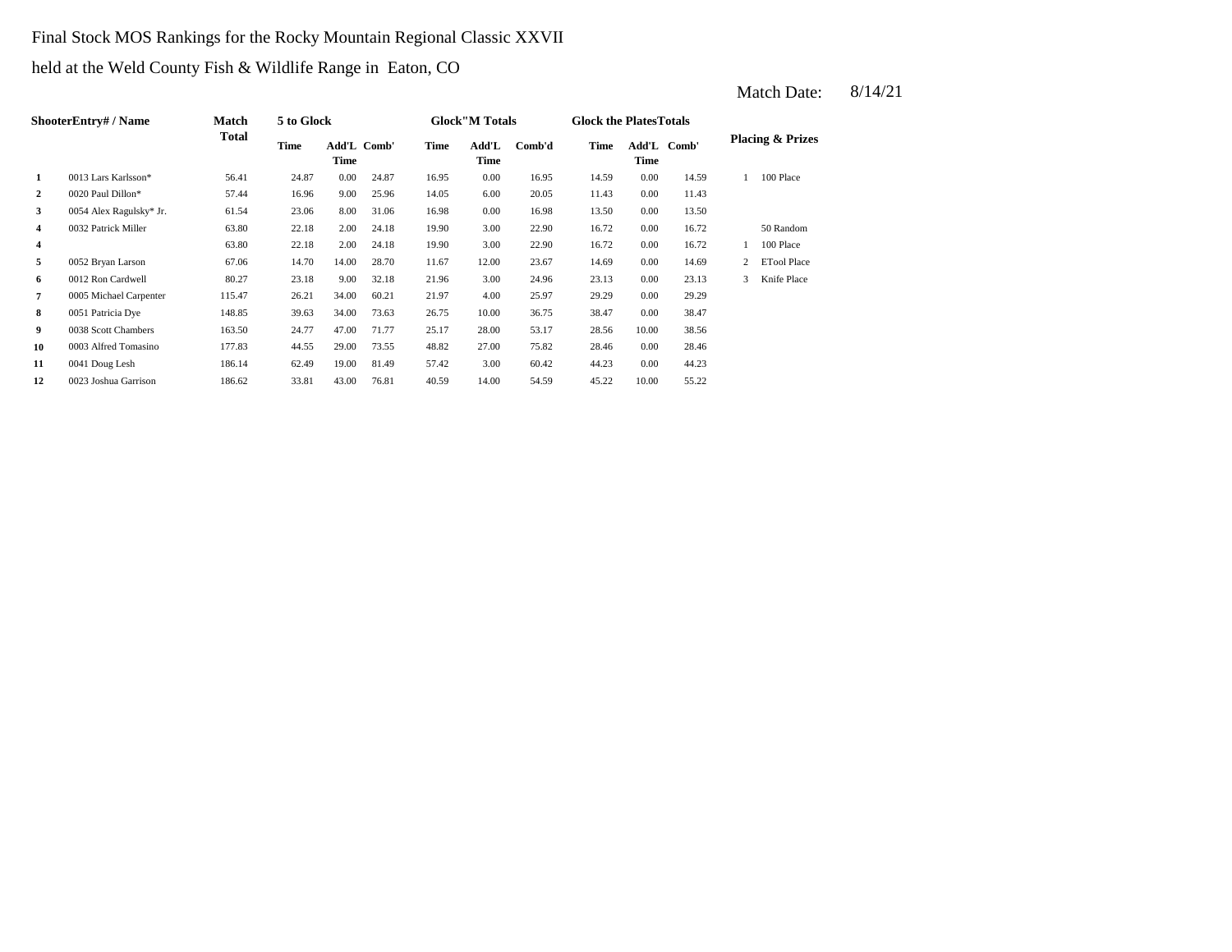Final Stock MOS Rankings for the Rocky Mountain Regional Classic XXVII

held at the Weld County Fish & Wildlife Range in Eaton, CO

Match Date: 8/14/21

| Shooter | Entry# / Name | Match Total | 5 to Glock | | | Glock"M Totals | | | Glock the Plates Totals | | | Placing & Prizes | |
|---|---|---|---|---|---|---|---|---|---|---|---|---|---|
| | | | Time | Add'L Time | Comb' | Time | Add'L Time | Comb'd | Time | Add'L Time | Comb' | | |
| 1 | 0013 Lars Karlsson* | 56.41 | 24.87 | 0.00 | 24.87 | 16.95 | 0.00 | 16.95 | 14.59 | 0.00 | 14.59 | 1 | 100 Place |
| 2 | 0020 Paul Dillon* | 57.44 | 16.96 | 9.00 | 25.96 | 14.05 | 6.00 | 20.05 | 11.43 | 0.00 | 11.43 | | |
| 3 | 0054 Alex Ragulsky* Jr. | 61.54 | 23.06 | 8.00 | 31.06 | 16.98 | 0.00 | 16.98 | 13.50 | 0.00 | 13.50 | | |
| 4 | 0032 Patrick Miller | 63.80 | 22.18 | 2.00 | 24.18 | 19.90 | 3.00 | 22.90 | 16.72 | 0.00 | 16.72 | | 50 Random |
| 4 | | 63.80 | 22.18 | 2.00 | 24.18 | 19.90 | 3.00 | 22.90 | 16.72 | 0.00 | 16.72 | 1 | 100 Place |
| 5 | 0052 Bryan Larson | 67.06 | 14.70 | 14.00 | 28.70 | 11.67 | 12.00 | 23.67 | 14.69 | 0.00 | 14.69 | 2 | ETool Place |
| 6 | 0012 Ron Cardwell | 80.27 | 23.18 | 9.00 | 32.18 | 21.96 | 3.00 | 24.96 | 23.13 | 0.00 | 23.13 | 3 | Knife Place |
| 7 | 0005 Michael Carpenter | 115.47 | 26.21 | 34.00 | 60.21 | 21.97 | 4.00 | 25.97 | 29.29 | 0.00 | 29.29 | | |
| 8 | 0051 Patricia Dye | 148.85 | 39.63 | 34.00 | 73.63 | 26.75 | 10.00 | 36.75 | 38.47 | 0.00 | 38.47 | | |
| 9 | 0038 Scott Chambers | 163.50 | 24.77 | 47.00 | 71.77 | 25.17 | 28.00 | 53.17 | 28.56 | 10.00 | 38.56 | | |
| 10 | 0003 Alfred Tomasino | 177.83 | 44.55 | 29.00 | 73.55 | 48.82 | 27.00 | 75.82 | 28.46 | 0.00 | 28.46 | | |
| 11 | 0041 Doug Lesh | 186.14 | 62.49 | 19.00 | 81.49 | 57.42 | 3.00 | 60.42 | 44.23 | 0.00 | 44.23 | | |
| 12 | 0023 Joshua Garrison | 186.62 | 33.81 | 43.00 | 76.81 | 40.59 | 14.00 | 54.59 | 45.22 | 10.00 | 55.22 | | |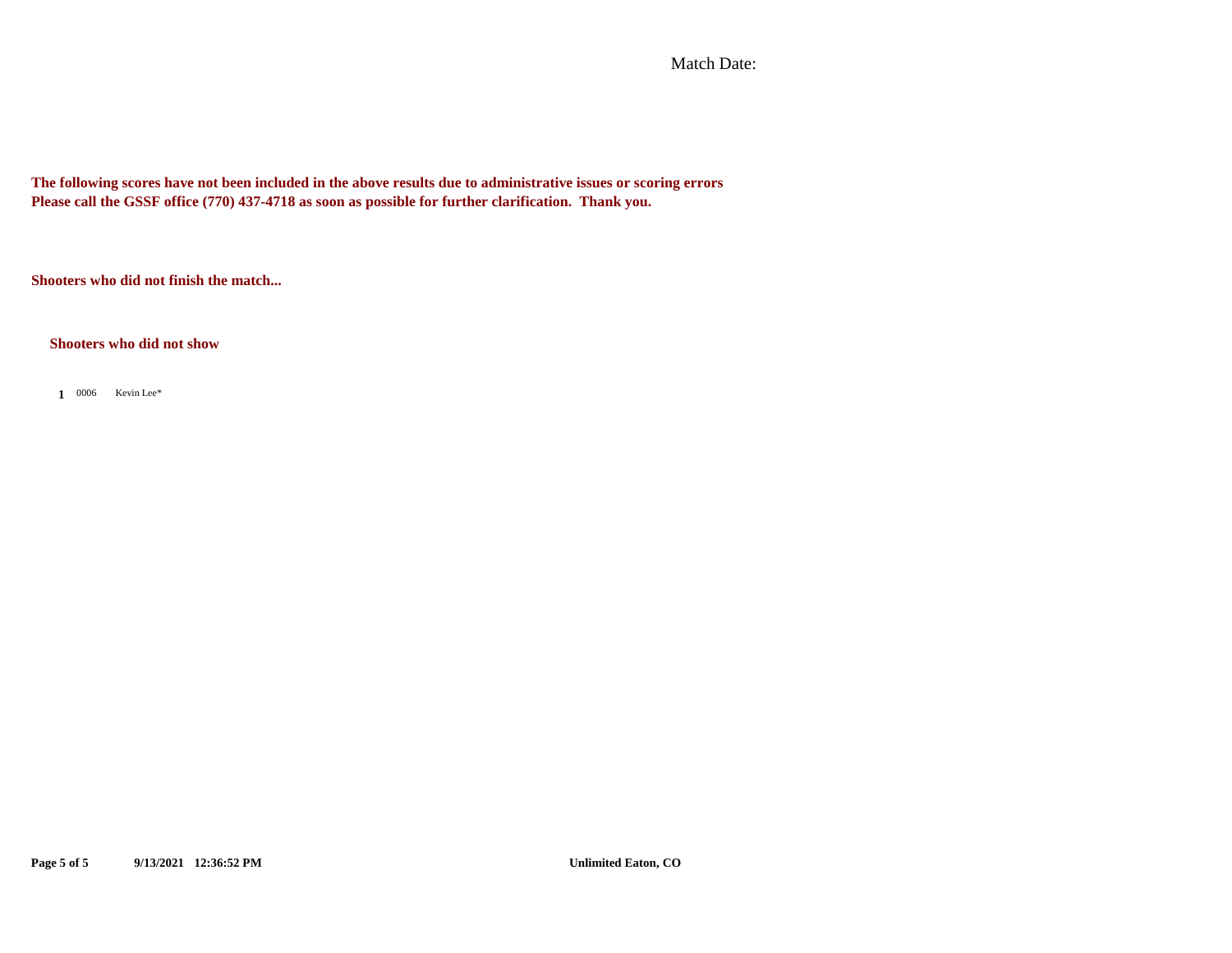Match Date:

**The following scores have not been included in the above results due to administrative issues or scoring errors**
**Please call the GSSF office (770) 437-4718 as soon as possible for further clarification. Thank you.**

**Shooters who did not finish the match...**

**Shooters who did not show**

| | | |
|---|---|---|
| **1** | 0006 | Kevin Lee* |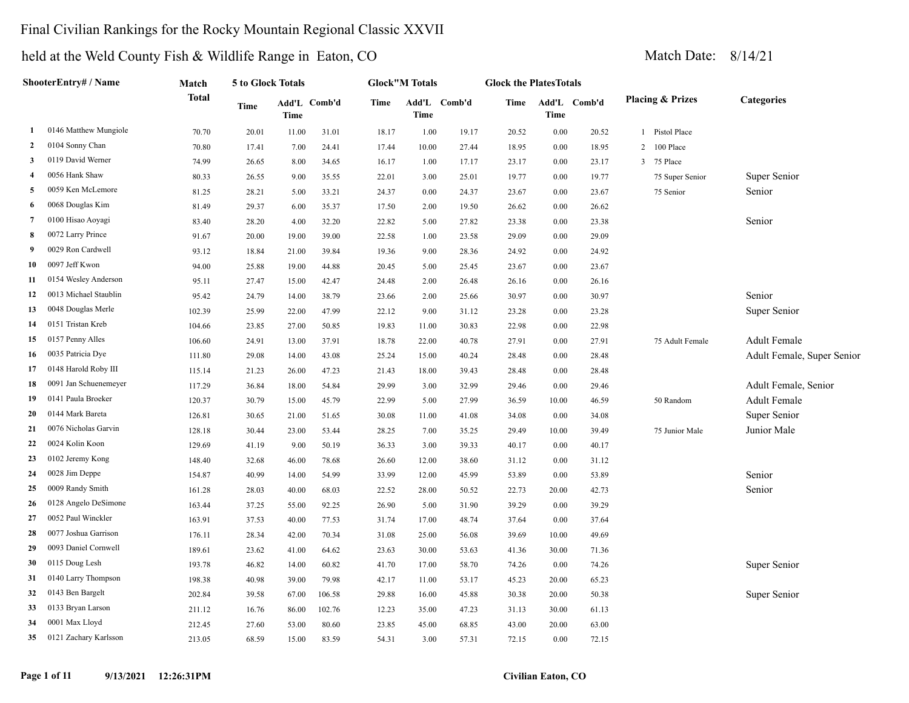Final Civilian Rankings for the Rocky Mountain Regional Classic XXVII

held at the Weld County Fish & Wildlife Range in Eaton, CO

Match Date: 8/14/21

| | ShooterEntry# / Name | Match Total | 5 to Glock Totals | | | Glock"M Totals | | | Glock the Plates Totals | | | Placing & Prizes | Categories |
|---|---|---|---|---|---|---|---|---|---|---|---|---|---|
| | | | Time | Add'L Time | Comb'd | Time | Add'L Time | Comb'd | Time | Add'L Time | Comb'd | | |
| 1 | 0146 Matthew Mungiole | 70.70 | 20.01 | 11.00 | 31.01 | 18.17 | 1.00 | 19.17 | 20.52 | 0.00 | 20.52 | 1 Pistol Place | |
| 2 | 0104 Sonny Chan | 70.80 | 17.41 | 7.00 | 24.41 | 17.44 | 10.00 | 27.44 | 18.95 | 0.00 | 18.95 | 2 100 Place | |
| 3 | 0119 David Werner | 74.99 | 26.65 | 8.00 | 34.65 | 16.17 | 1.00 | 17.17 | 23.17 | 0.00 | 23.17 | 3 75 Place | |
| 4 | 0056 Hank Shaw | 80.33 | 26.55 | 9.00 | 35.55 | 22.01 | 3.00 | 25.01 | 19.77 | 0.00 | 19.77 | 75 Super Senior | Super Senior |
| 5 | 0059 Ken McLemore | 81.25 | 28.21 | 5.00 | 33.21 | 24.37 | 0.00 | 24.37 | 23.67 | 0.00 | 23.67 | 75 Senior | Senior |
| 6 | 0068 Douglas Kim | 81.49 | 29.37 | 6.00 | 35.37 | 17.50 | 2.00 | 19.50 | 26.62 | 0.00 | 26.62 | | |
| 7 | 0100 Hisao Aoyagi | 83.40 | 28.20 | 4.00 | 32.20 | 22.82 | 5.00 | 27.82 | 23.38 | 0.00 | 23.38 | | Senior |
| 8 | 0072 Larry Prince | 91.67 | 20.00 | 19.00 | 39.00 | 22.58 | 1.00 | 23.58 | 29.09 | 0.00 | 29.09 | | |
| 9 | 0029 Ron Cardwell | 93.12 | 18.84 | 21.00 | 39.84 | 19.36 | 9.00 | 28.36 | 24.92 | 0.00 | 24.92 | | |
| 10 | 0097 Jeff Kwon | 94.00 | 25.88 | 19.00 | 44.88 | 20.45 | 5.00 | 25.45 | 23.67 | 0.00 | 23.67 | | |
| 11 | 0154 Wesley Anderson | 95.11 | 27.47 | 15.00 | 42.47 | 24.48 | 2.00 | 26.48 | 26.16 | 0.00 | 26.16 | | |
| 12 | 0013 Michael Staublin | 95.42 | 24.79 | 14.00 | 38.79 | 23.66 | 2.00 | 25.66 | 30.97 | 0.00 | 30.97 | | Senior |
| 13 | 0048 Douglas Merle | 102.39 | 25.99 | 22.00 | 47.99 | 22.12 | 9.00 | 31.12 | 23.28 | 0.00 | 23.28 | | Super Senior |
| 14 | 0151 Tristan Kreb | 104.66 | 23.85 | 27.00 | 50.85 | 19.83 | 11.00 | 30.83 | 22.98 | 0.00 | 22.98 | | |
| 15 | 0157 Penny Alles | 106.60 | 24.91 | 13.00 | 37.91 | 18.78 | 22.00 | 40.78 | 27.91 | 0.00 | 27.91 | 75 Adult Female | Adult Female |
| 16 | 0035 Patricia Dye | 111.80 | 29.08 | 14.00 | 43.08 | 25.24 | 15.00 | 40.24 | 28.48 | 0.00 | 28.48 | | Adult Female, Super Senior |
| 17 | 0148 Harold Roby III | 115.14 | 21.23 | 26.00 | 47.23 | 21.43 | 18.00 | 39.43 | 28.48 | 0.00 | 28.48 | | |
| 18 | 0091 Jan Schuenemeyer | 117.29 | 36.84 | 18.00 | 54.84 | 29.99 | 3.00 | 32.99 | 29.46 | 0.00 | 29.46 | | Adult Female, Senior |
| 19 | 0141 Paula Broeker | 120.37 | 30.79 | 15.00 | 45.79 | 22.99 | 5.00 | 27.99 | 36.59 | 10.00 | 46.59 | 50 Random | Adult Female |
| 20 | 0144 Mark Bareta | 126.81 | 30.65 | 21.00 | 51.65 | 30.08 | 11.00 | 41.08 | 34.08 | 0.00 | 34.08 | | Super Senior |
| 21 | 0076 Nicholas Garvin | 128.18 | 30.44 | 23.00 | 53.44 | 28.25 | 7.00 | 35.25 | 29.49 | 10.00 | 39.49 | 75 Junior Male | Junior Male |
| 22 | 0024 Kolin Koon | 129.69 | 41.19 | 9.00 | 50.19 | 36.33 | 3.00 | 39.33 | 40.17 | 0.00 | 40.17 | | |
| 23 | 0102 Jeremy Kong | 148.40 | 32.68 | 46.00 | 78.68 | 26.60 | 12.00 | 38.60 | 31.12 | 0.00 | 31.12 | | |
| 24 | 0028 Jim Deppe | 154.87 | 40.99 | 14.00 | 54.99 | 33.99 | 12.00 | 45.99 | 53.89 | 0.00 | 53.89 | | Senior |
| 25 | 0009 Randy Smith | 161.28 | 28.03 | 40.00 | 68.03 | 22.52 | 28.00 | 50.52 | 22.73 | 20.00 | 42.73 | | Senior |
| 26 | 0128 Angelo DeSimone | 163.44 | 37.25 | 55.00 | 92.25 | 26.90 | 5.00 | 31.90 | 39.29 | 0.00 | 39.29 | | |
| 27 | 0052 Paul Winckler | 163.91 | 37.53 | 40.00 | 77.53 | 31.74 | 17.00 | 48.74 | 37.64 | 0.00 | 37.64 | | |
| 28 | 0077 Joshua Garrison | 176.11 | 28.34 | 42.00 | 70.34 | 31.08 | 25.00 | 56.08 | 39.69 | 10.00 | 49.69 | | |
| 29 | 0093 Daniel Cornwell | 189.61 | 23.62 | 41.00 | 64.62 | 23.63 | 30.00 | 53.63 | 41.36 | 30.00 | 71.36 | | |
| 30 | 0115 Doug Lesh | 193.78 | 46.82 | 14.00 | 60.82 | 41.70 | 17.00 | 58.70 | 74.26 | 0.00 | 74.26 | | Super Senior |
| 31 | 0140 Larry Thompson | 198.38 | 40.98 | 39.00 | 79.98 | 42.17 | 11.00 | 53.17 | 45.23 | 20.00 | 65.23 | | |
| 32 | 0143 Ben Bargelt | 202.84 | 39.58 | 67.00 | 106.58 | 29.88 | 16.00 | 45.88 | 30.38 | 20.00 | 50.38 | | Super Senior |
| 33 | 0133 Bryan Larson | 211.12 | 16.76 | 86.00 | 102.76 | 12.23 | 35.00 | 47.23 | 31.13 | 30.00 | 61.13 | | |
| 34 | 0001 Max Lloyd | 212.45 | 27.60 | 53.00 | 80.60 | 23.85 | 45.00 | 68.85 | 43.00 | 20.00 | 63.00 | | |
| 35 | 0121 Zachary Karlsson | 213.05 | 68.59 | 15.00 | 83.59 | 54.31 | 3.00 | 57.31 | 72.15 | 0.00 | 72.15 | | |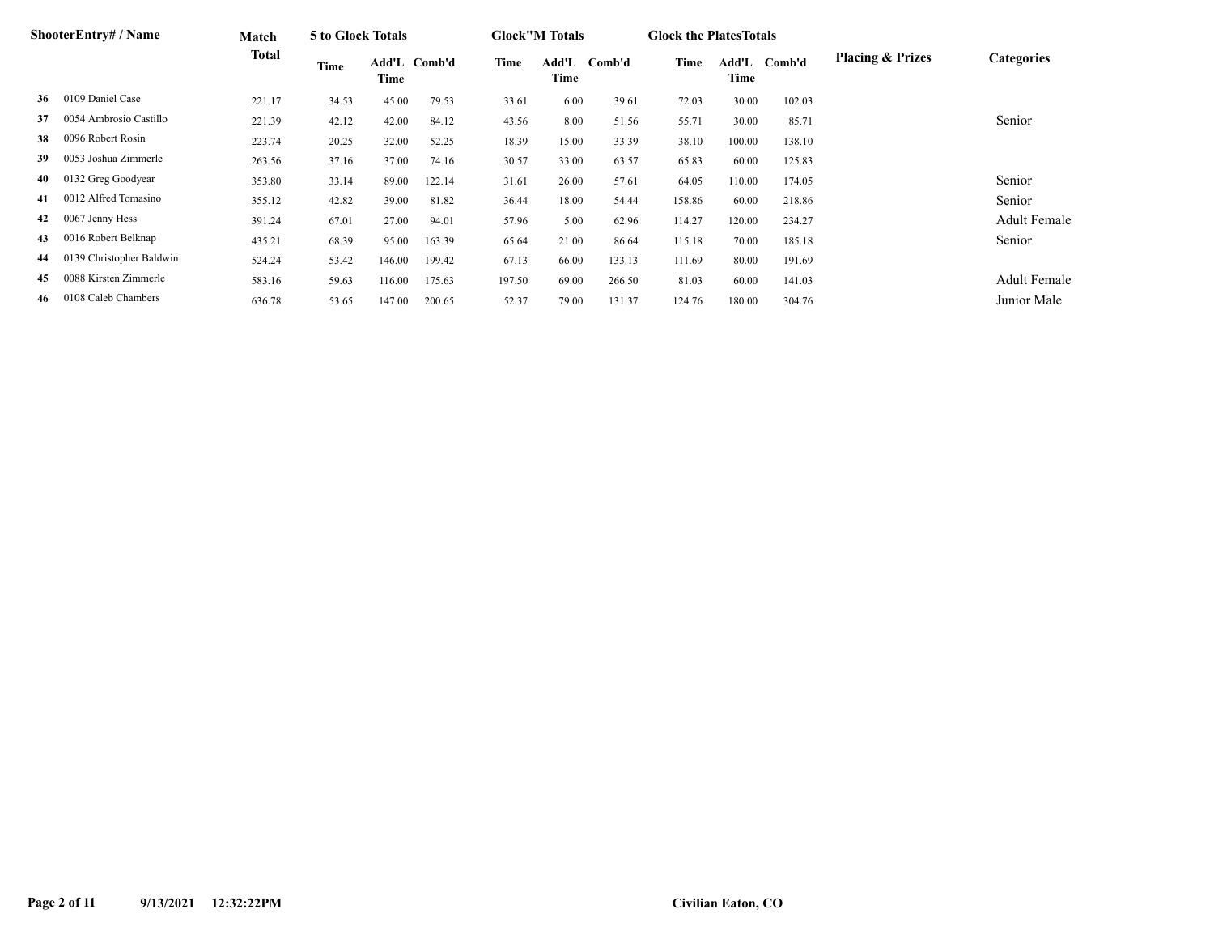| | ShooterEntry# / Name | Match Total | 5 to Glock Totals | | | Glock"M Totals | | | Glock the PlatesTotals | | | Placing & Prizes | Categories |
|---|---|---|---|---|---|---|---|---|---|---|---|---|---|
| | | | Time | Add'L Time | Comb'd | Time | Add'L Time | Comb'd | Time | Add'L Time | Comb'd | | |
| 36 | 0109 Daniel Case | 221.17 | 34.53 | 45.00 | 79.53 | 33.61 | 6.00 | 39.61 | 72.03 | 30.00 | 102.03 | | |
| 37 | 0054 Ambrosio Castillo | 221.39 | 42.12 | 42.00 | 84.12 | 43.56 | 8.00 | 51.56 | 55.71 | 30.00 | 85.71 | | Senior |
| 38 | 0096 Robert Rosin | 223.74 | 20.25 | 32.00 | 52.25 | 18.39 | 15.00 | 33.39 | 38.10 | 100.00 | 138.10 | | |
| 39 | 0053 Joshua Zimmerle | 263.56 | 37.16 | 37.00 | 74.16 | 30.57 | 33.00 | 63.57 | 65.83 | 60.00 | 125.83 | | |
| 40 | 0132 Greg Goodyear | 353.80 | 33.14 | 89.00 | 122.14 | 31.61 | 26.00 | 57.61 | 64.05 | 110.00 | 174.05 | | Senior |
| 41 | 0012 Alfred Tomasino | 355.12 | 42.82 | 39.00 | 81.82 | 36.44 | 18.00 | 54.44 | 158.86 | 60.00 | 218.86 | | Senior |
| 42 | 0067 Jenny Hess | 391.24 | 67.01 | 27.00 | 94.01 | 57.96 | 5.00 | 62.96 | 114.27 | 120.00 | 234.27 | | Adult Female |
| 43 | 0016 Robert Belknap | 435.21 | 68.39 | 95.00 | 163.39 | 65.64 | 21.00 | 86.64 | 115.18 | 70.00 | 185.18 | | Senior |
| 44 | 0139 Christopher Baldwin | 524.24 | 53.42 | 146.00 | 199.42 | 67.13 | 66.00 | 133.13 | 111.69 | 80.00 | 191.69 | | |
| 45 | 0088 Kirsten Zimmerle | 583.16 | 59.63 | 116.00 | 175.63 | 197.50 | 69.00 | 266.50 | 81.03 | 60.00 | 141.03 | | Adult Female |
| 46 | 0108 Caleb Chambers | 636.78 | 53.65 | 147.00 | 200.65 | 52.37 | 79.00 | 131.37 | 124.76 | 180.00 | 304.76 | | Junior Male |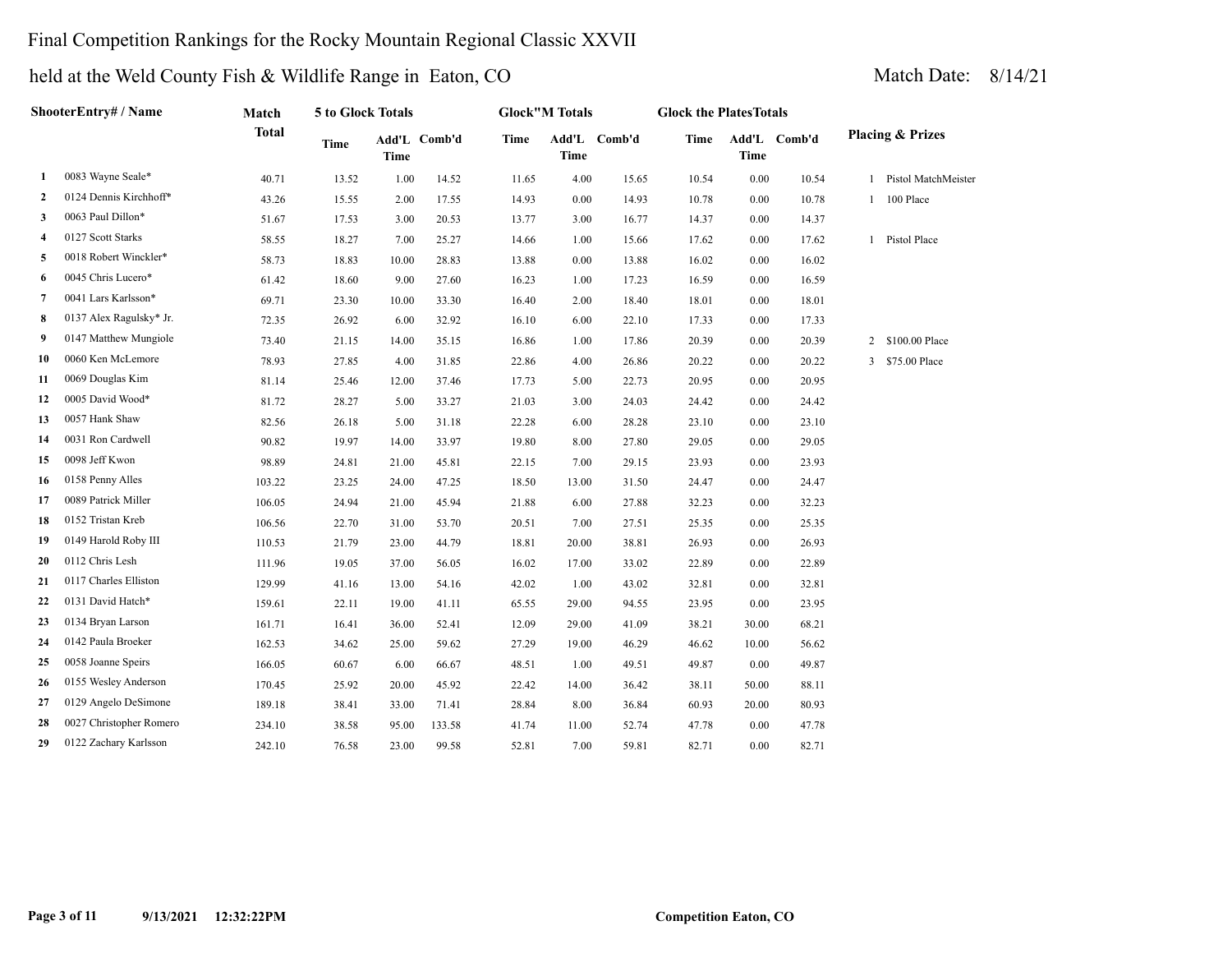Final Competition Rankings for the Rocky Mountain Regional Classic XXVII

held at the Weld County Fish & Wildlife Range in Eaton, CO

Match Date: 8/14/21

| | ShooterEntry# / Name | Match Total | 5 to Glock Totals | | | Glock"M Totals | | | Glock the PlatesTotals | | | Placing & Prizes | |
|---|---|---|---|---|---|---|---|---|---|---|---|---|---|
| | | | Time | Add'L Time | Comb'd | Time | Add'L Time | Comb'd | Time | Add'L Time | Comb'd | | |
| 1 | 0083 Wayne Seale* | 40.71 | 13.52 | 1.00 | 14.52 | 11.65 | 4.00 | 15.65 | 10.54 | 0.00 | 10.54 | 1 | Pistol MatchMeister |
| 2 | 0124 Dennis Kirchhoff* | 43.26 | 15.55 | 2.00 | 17.55 | 14.93 | 0.00 | 14.93 | 10.78 | 0.00 | 10.78 | 1 | 100 Place |
| 3 | 0063 Paul Dillon* | 51.67 | 17.53 | 3.00 | 20.53 | 13.77 | 3.00 | 16.77 | 14.37 | 0.00 | 14.37 | | |
| 4 | 0127 Scott Starks | 58.55 | 18.27 | 7.00 | 25.27 | 14.66 | 1.00 | 15.66 | 17.62 | 0.00 | 17.62 | 1 | Pistol Place |
| 5 | 0018 Robert Winckler* | 58.73 | 18.83 | 10.00 | 28.83 | 13.88 | 0.00 | 13.88 | 16.02 | 0.00 | 16.02 | | |
| 6 | 0045 Chris Lucero* | 61.42 | 18.60 | 9.00 | 27.60 | 16.23 | 1.00 | 17.23 | 16.59 | 0.00 | 16.59 | | |
| 7 | 0041 Lars Karlsson* | 69.71 | 23.30 | 10.00 | 33.30 | 16.40 | 2.00 | 18.40 | 18.01 | 0.00 | 18.01 | | |
| 8 | 0137 Alex Ragulsky* Jr. | 72.35 | 26.92 | 6.00 | 32.92 | 16.10 | 6.00 | 22.10 | 17.33 | 0.00 | 17.33 | | |
| 9 | 0147 Matthew Mungiole | 73.40 | 21.15 | 14.00 | 35.15 | 16.86 | 1.00 | 17.86 | 20.39 | 0.00 | 20.39 | 2 | $100.00 Place |
| 10 | 0060 Ken McLemore | 78.93 | 27.85 | 4.00 | 31.85 | 22.86 | 4.00 | 26.86 | 20.22 | 0.00 | 20.22 | 3 | $75.00 Place |
| 11 | 0069 Douglas Kim | 81.14 | 25.46 | 12.00 | 37.46 | 17.73 | 5.00 | 22.73 | 20.95 | 0.00 | 20.95 | | |
| 12 | 0005 David Wood* | 81.72 | 28.27 | 5.00 | 33.27 | 21.03 | 3.00 | 24.03 | 24.42 | 0.00 | 24.42 | | |
| 13 | 0057 Hank Shaw | 82.56 | 26.18 | 5.00 | 31.18 | 22.28 | 6.00 | 28.28 | 23.10 | 0.00 | 23.10 | | |
| 14 | 0031 Ron Cardwell | 90.82 | 19.97 | 14.00 | 33.97 | 19.80 | 8.00 | 27.80 | 29.05 | 0.00 | 29.05 | | |
| 15 | 0098 Jeff Kwon | 98.89 | 24.81 | 21.00 | 45.81 | 22.15 | 7.00 | 29.15 | 23.93 | 0.00 | 23.93 | | |
| 16 | 0158 Penny Alles | 103.22 | 23.25 | 24.00 | 47.25 | 18.50 | 13.00 | 31.50 | 24.47 | 0.00 | 24.47 | | |
| 17 | 0089 Patrick Miller | 106.05 | 24.94 | 21.00 | 45.94 | 21.88 | 6.00 | 27.88 | 32.23 | 0.00 | 32.23 | | |
| 18 | 0152 Tristan Kreb | 106.56 | 22.70 | 31.00 | 53.70 | 20.51 | 7.00 | 27.51 | 25.35 | 0.00 | 25.35 | | |
| 19 | 0149 Harold Roby III | 110.53 | 21.79 | 23.00 | 44.79 | 18.81 | 20.00 | 38.81 | 26.93 | 0.00 | 26.93 | | |
| 20 | 0112 Chris Lesh | 111.96 | 19.05 | 37.00 | 56.05 | 16.02 | 17.00 | 33.02 | 22.89 | 0.00 | 22.89 | | |
| 21 | 0117 Charles Elliston | 129.99 | 41.16 | 13.00 | 54.16 | 42.02 | 1.00 | 43.02 | 32.81 | 0.00 | 32.81 | | |
| 22 | 0131 David Hatch* | 159.61 | 22.11 | 19.00 | 41.11 | 65.55 | 29.00 | 94.55 | 23.95 | 0.00 | 23.95 | | |
| 23 | 0134 Bryan Larson | 161.71 | 16.41 | 36.00 | 52.41 | 12.09 | 29.00 | 41.09 | 38.21 | 30.00 | 68.21 | | |
| 24 | 0142 Paula Broeker | 162.53 | 34.62 | 25.00 | 59.62 | 27.29 | 19.00 | 46.29 | 46.62 | 10.00 | 56.62 | | |
| 25 | 0058 Joanne Speirs | 166.05 | 60.67 | 6.00 | 66.67 | 48.51 | 1.00 | 49.51 | 49.87 | 0.00 | 49.87 | | |
| 26 | 0155 Wesley Anderson | 170.45 | 25.92 | 20.00 | 45.92 | 22.42 | 14.00 | 36.42 | 38.11 | 50.00 | 88.11 | | |
| 27 | 0129 Angelo DeSimone | 189.18 | 38.41 | 33.00 | 71.41 | 28.84 | 8.00 | 36.84 | 60.93 | 20.00 | 80.93 | | |
| 28 | 0027 Christopher Romero | 234.10 | 38.58 | 95.00 | 133.58 | 41.74 | 11.00 | 52.74 | 47.78 | 0.00 | 47.78 | | |
| 29 | 0122 Zachary Karlsson | 242.10 | 76.58 | 23.00 | 99.58 | 52.81 | 7.00 | 59.81 | 82.71 | 0.00 | 82.71 | | |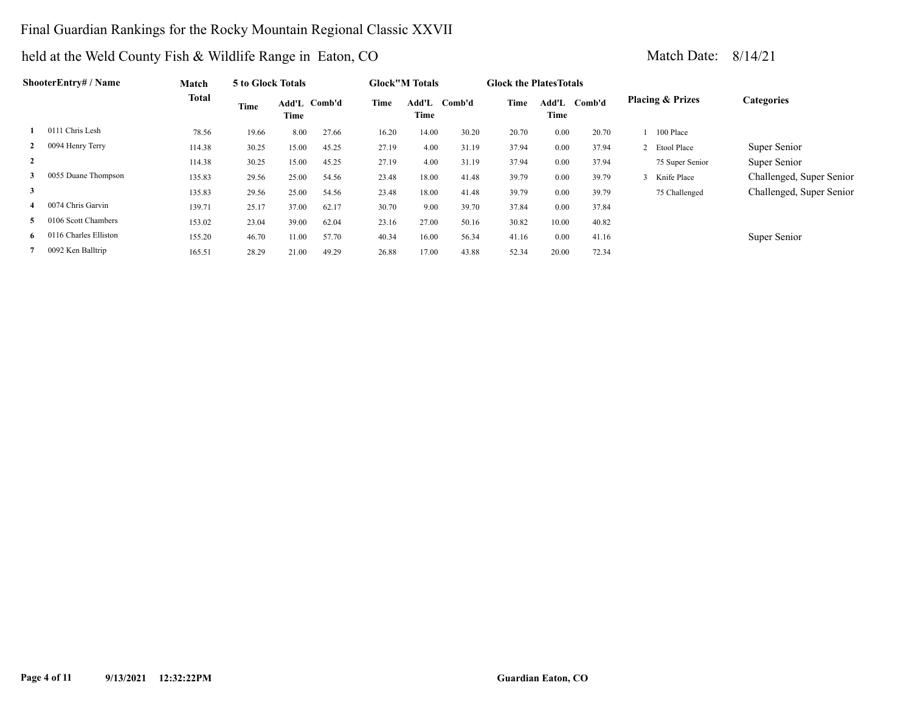# Final Guardian Rankings for the Rocky Mountain Regional Classic XXVII

## held at the Weld County Fish & Wildlife Range in Eaton, CO

Match Date: 8/14/21

| | ShooterEntry# / Name | Match Total | 5 to Glock Totals | | | Glock"M Totals | | | Glock the PlatesTotals | | | Placing & Prizes | Categories |
|---|---|---|---|---|---|---|---|---|---|---|---|---|---|
| | | | Time | Add'L Time | Comb'd | Time | Add'L Time | Comb'd | Time | Add'L Time | Comb'd | | |
| 1 | 0111 Chris Lesh | 78.56 | 19.66 | 8.00 | 27.66 | 16.20 | 14.00 | 30.20 | 20.70 | 0.00 | 20.70 | 1 100 Place | |
| 2 | 0094 Henry Terry | 114.38 | 30.25 | 15.00 | 45.25 | 27.19 | 4.00 | 31.19 | 37.94 | 0.00 | 37.94 | 2 Etool Place | Super Senior |
| 2 | | 114.38 | 30.25 | 15.00 | 45.25 | 27.19 | 4.00 | 31.19 | 37.94 | 0.00 | 37.94 | 75 Super Senior | Super Senior |
| 3 | 0055 Duane Thompson | 135.83 | 29.56 | 25.00 | 54.56 | 23.48 | 18.00 | 41.48 | 39.79 | 0.00 | 39.79 | 3 Knife Place | Challenged, Super Senior |
| 3 | | 135.83 | 29.56 | 25.00 | 54.56 | 23.48 | 18.00 | 41.48 | 39.79 | 0.00 | 39.79 | 75 Challenged | Challenged, Super Senior |
| 4 | 0074 Chris Garvin | 139.71 | 25.17 | 37.00 | 62.17 | 30.70 | 9.00 | 39.70 | 37.84 | 0.00 | 37.84 | | |
| 5 | 0106 Scott Chambers | 153.02 | 23.04 | 39.00 | 62.04 | 23.16 | 27.00 | 50.16 | 30.82 | 10.00 | 40.82 | | |
| 6 | 0116 Charles Elliston | 155.20 | 46.70 | 11.00 | 57.70 | 40.34 | 16.00 | 56.34 | 41.16 | 0.00 | 41.16 | | Super Senior |
| 7 | 0092 Ken Balltrip | 165.51 | 28.29 | 21.00 | 49.29 | 26.88 | 17.00 | 43.88 | 52.34 | 20.00 | 72.34 | | |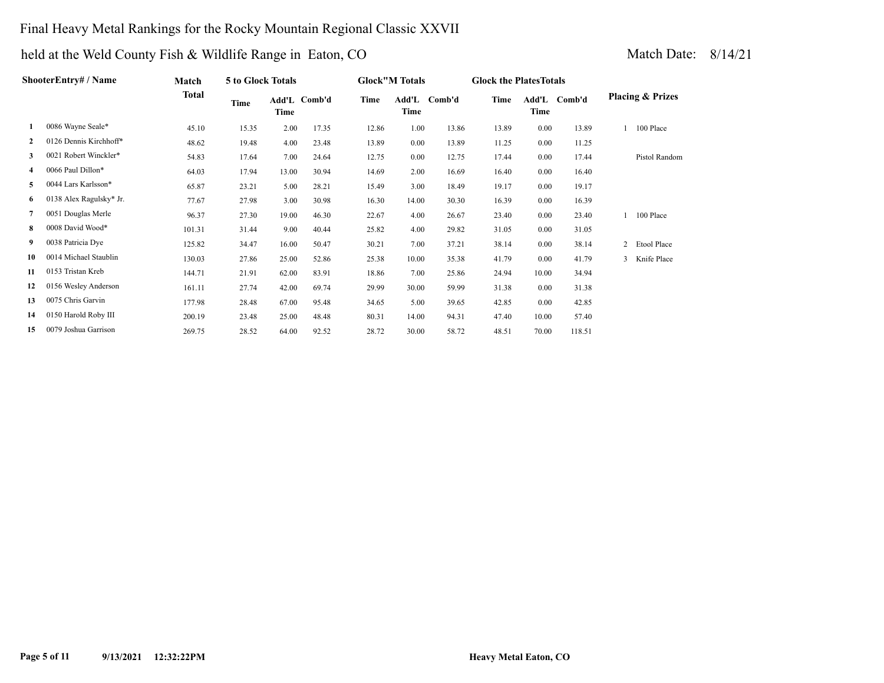# Final Heavy Metal Rankings for the Rocky Mountain Regional Classic XXVII

## held at the Weld County Fish & Wildlife Range in Eaton, CO

Match Date: 8/14/21

| | ShooterEntry# / Name | Match Total | 5 to Glock Totals | | | Glock"M Totals | | | Glock the PlatesTotals | | | Placing & Prizes | |
|---|---|---|---|---|---|---|---|---|---|---|---|---|---|
| | | | Time | Add'L Time | Comb'd | Time | Add'L Time | Comb'd | Time | Add'L Time | Comb'd | | |
| 1 | 0086 Wayne Seale* | 45.10 | 15.35 | 2.00 | 17.35 | 12.86 | 1.00 | 13.86 | 13.89 | 0.00 | 13.89 | 1 | 100 Place |
| 2 | 0126 Dennis Kirchhoff* | 48.62 | 19.48 | 4.00 | 23.48 | 13.89 | 0.00 | 13.89 | 11.25 | 0.00 | 11.25 | | |
| 3 | 0021 Robert Winckler* | 54.83 | 17.64 | 7.00 | 24.64 | 12.75 | 0.00 | 12.75 | 17.44 | 0.00 | 17.44 | | Pistol Random |
| 4 | 0066 Paul Dillon* | 64.03 | 17.94 | 13.00 | 30.94 | 14.69 | 2.00 | 16.69 | 16.40 | 0.00 | 16.40 | | |
| 5 | 0044 Lars Karlsson* | 65.87 | 23.21 | 5.00 | 28.21 | 15.49 | 3.00 | 18.49 | 19.17 | 0.00 | 19.17 | | |
| 6 | 0138 Alex Ragulsky* Jr. | 77.67 | 27.98 | 3.00 | 30.98 | 16.30 | 14.00 | 30.30 | 16.39 | 0.00 | 16.39 | | |
| 7 | 0051 Douglas Merle | 96.37 | 27.30 | 19.00 | 46.30 | 22.67 | 4.00 | 26.67 | 23.40 | 0.00 | 23.40 | 1 | 100 Place |
| 8 | 0008 David Wood* | 101.31 | 31.44 | 9.00 | 40.44 | 25.82 | 4.00 | 29.82 | 31.05 | 0.00 | 31.05 | | |
| 9 | 0038 Patricia Dye | 125.82 | 34.47 | 16.00 | 50.47 | 30.21 | 7.00 | 37.21 | 38.14 | 0.00 | 38.14 | 2 | Etool Place |
| 10 | 0014 Michael Staublin | 130.03 | 27.86 | 25.00 | 52.86 | 25.38 | 10.00 | 35.38 | 41.79 | 0.00 | 41.79 | 3 | Knife Place |
| 11 | 0153 Tristan Kreb | 144.71 | 21.91 | 62.00 | 83.91 | 18.86 | 7.00 | 25.86 | 24.94 | 10.00 | 34.94 | | |
| 12 | 0156 Wesley Anderson | 161.11 | 27.74 | 42.00 | 69.74 | 29.99 | 30.00 | 59.99 | 31.38 | 0.00 | 31.38 | | |
| 13 | 0075 Chris Garvin | 177.98 | 28.48 | 67.00 | 95.48 | 34.65 | 5.00 | 39.65 | 42.85 | 0.00 | 42.85 | | |
| 14 | 0150 Harold Roby III | 200.19 | 23.48 | 25.00 | 48.48 | 80.31 | 14.00 | 94.31 | 47.40 | 10.00 | 57.40 | | |
| 15 | 0079 Joshua Garrison | 269.75 | 28.52 | 64.00 | 92.52 | 28.72 | 30.00 | 58.72 | 48.51 | 70.00 | 118.51 | | |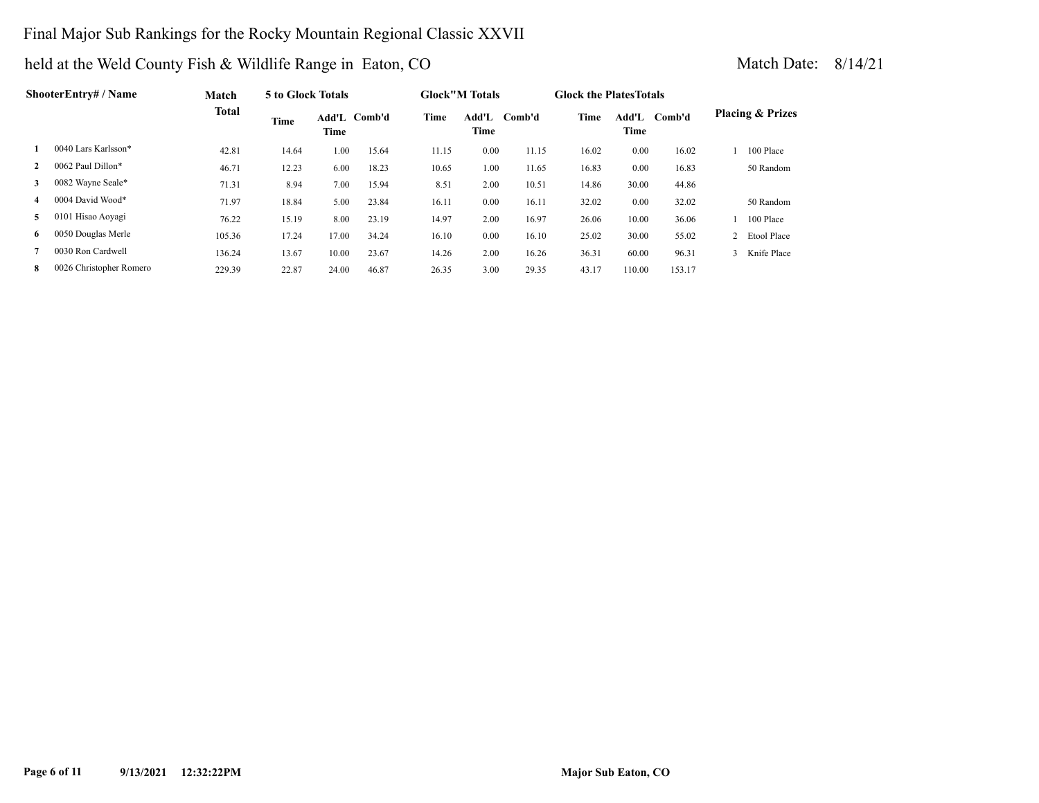# Final Major Sub Rankings for the Rocky Mountain Regional Classic XXVII

## held at the Weld County Fish & Wildlife Range in Eaton, CO

Match Date: 8/14/21

| | ShooterEntry# / Name | Match Total | 5 to Glock Totals | | | Glock"M Totals | | | Glock the PlatesTotals | | | Placing & Prizes |
|---|---|---|---|---|---|---|---|---|---|---|---|---|
| | | | Time | Add'L Time | Comb'd | Time | Add'L Time | Comb'd | Time | Add'L Time | Comb'd | |
| 1 | 0040 Lars Karlsson* | 42.81 | 14.64 | 1.00 | 15.64 | 11.15 | 0.00 | 11.15 | 16.02 | 0.00 | 16.02 | 1 100 Place |
| 2 | 0062 Paul Dillon* | 46.71 | 12.23 | 6.00 | 18.23 | 10.65 | 1.00 | 11.65 | 16.83 | 0.00 | 16.83 | 50 Random |
| 3 | 0082 Wayne Seale* | 71.31 | 8.94 | 7.00 | 15.94 | 8.51 | 2.00 | 10.51 | 14.86 | 30.00 | 44.86 | |
| 4 | 0004 David Wood* | 71.97 | 18.84 | 5.00 | 23.84 | 16.11 | 0.00 | 16.11 | 32.02 | 0.00 | 32.02 | 50 Random |
| 5 | 0101 Hisao Aoyagi | 76.22 | 15.19 | 8.00 | 23.19 | 14.97 | 2.00 | 16.97 | 26.06 | 10.00 | 36.06 | 1 100 Place |
| 6 | 0050 Douglas Merle | 105.36 | 17.24 | 17.00 | 34.24 | 16.10 | 0.00 | 16.10 | 25.02 | 30.00 | 55.02 | 2 Etool Place |
| 7 | 0030 Ron Cardwell | 136.24 | 13.67 | 10.00 | 23.67 | 14.26 | 2.00 | 16.26 | 36.31 | 60.00 | 96.31 | 3 Knife Place |
| 8 | 0026 Christopher Romero | 229.39 | 22.87 | 24.00 | 46.87 | 26.35 | 3.00 | 29.35 | 43.17 | 110.00 | 153.17 | |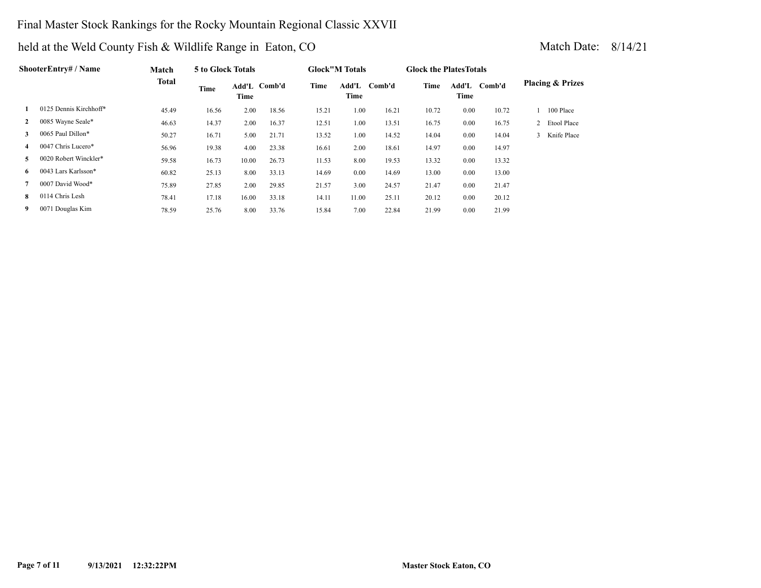# Final Master Stock Rankings for the Rocky Mountain Regional Classic XXVII

## held at the Weld County Fish & Wildlife Range in Eaton, CO

Match Date: 8/14/21

| | ShooterEntry# / Name | Match Total | 5 to Glock Totals | | | Glock"M Totals | | | Glock the PlatesTotals | | | Placing & Prizes |
|---|---|---|---|---|---|---|---|---|---|---|---|---|
| | | | Time | Add'L Time | Comb'd | Time | Add'L Time | Comb'd | Time | Add'L Time | Comb'd | |
| 1 | 0125 Dennis Kirchhoff* | 45.49 | 16.56 | 2.00 | 18.56 | 15.21 | 1.00 | 16.21 | 10.72 | 0.00 | 10.72 | 1 100 Place |
| 2 | 0085 Wayne Seale* | 46.63 | 14.37 | 2.00 | 16.37 | 12.51 | 1.00 | 13.51 | 16.75 | 0.00 | 16.75 | 2 Etool Place |
| 3 | 0065 Paul Dillon* | 50.27 | 16.71 | 5.00 | 21.71 | 13.52 | 1.00 | 14.52 | 14.04 | 0.00 | 14.04 | 3 Knife Place |
| 4 | 0047 Chris Lucero* | 56.96 | 19.38 | 4.00 | 23.38 | 16.61 | 2.00 | 18.61 | 14.97 | 0.00 | 14.97 | |
| 5 | 0020 Robert Winckler* | 59.58 | 16.73 | 10.00 | 26.73 | 11.53 | 8.00 | 19.53 | 13.32 | 0.00 | 13.32 | |
| 6 | 0043 Lars Karlsson* | 60.82 | 25.13 | 8.00 | 33.13 | 14.69 | 0.00 | 14.69 | 13.00 | 0.00 | 13.00 | |
| 7 | 0007 David Wood* | 75.89 | 27.85 | 2.00 | 29.85 | 21.57 | 3.00 | 24.57 | 21.47 | 0.00 | 21.47 | |
| 8 | 0114 Chris Lesh | 78.41 | 17.18 | 16.00 | 33.18 | 14.11 | 11.00 | 25.11 | 20.12 | 0.00 | 20.12 | |
| 9 | 0071 Douglas Kim | 78.59 | 25.76 | 8.00 | 33.76 | 15.84 | 7.00 | 22.84 | 21.99 | 0.00 | 21.99 | |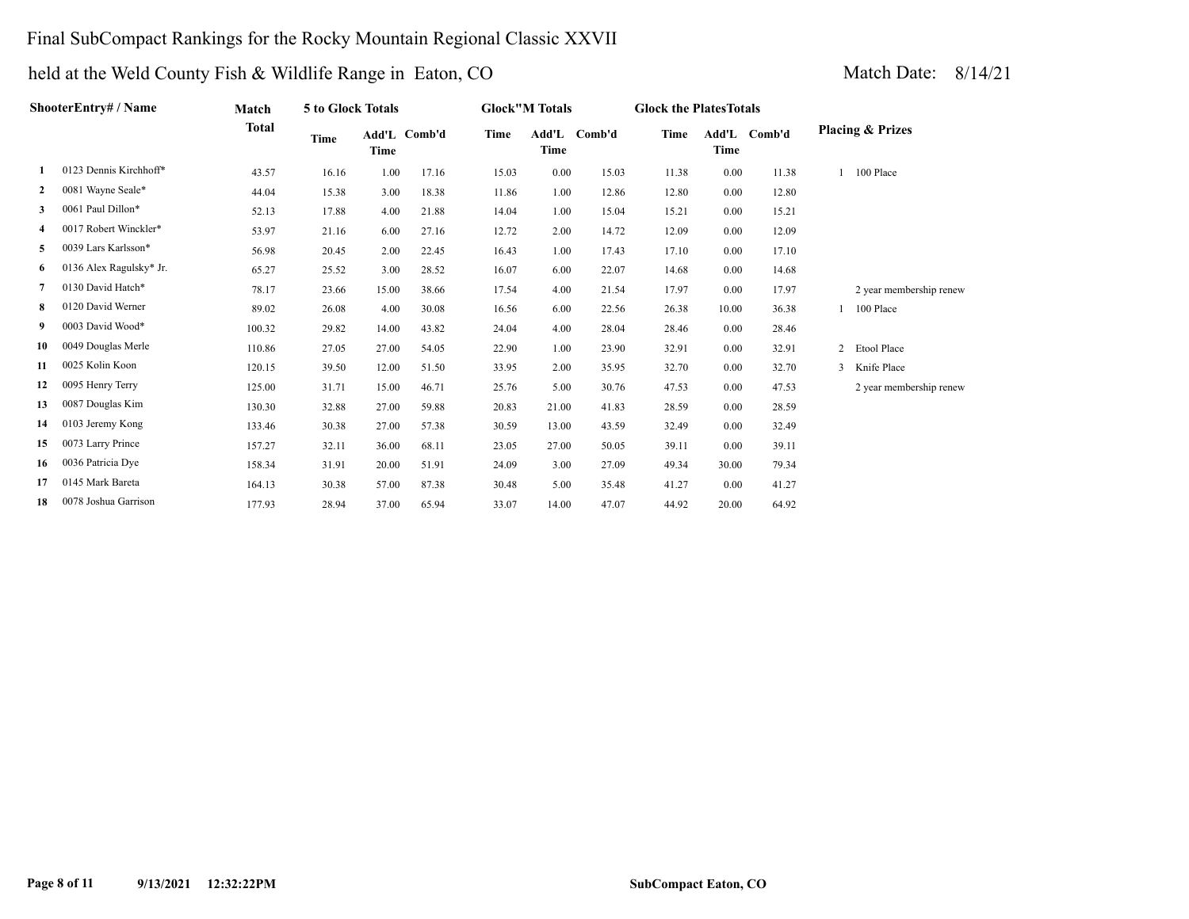# Final SubCompact Rankings for the Rocky Mountain Regional Classic XXVII

## held at the Weld County Fish & Wildlife Range in Eaton, CO

Match Date: 8/14/21

| | ShooterEntry# / Name | Match Total | 5 to Glock Totals | | | Glock"M Totals | | | Glock the PlatesTotals | | | Placing & Prizes | |
|---|---|---|---|---|---|---|---|---|---|---|---|---|---|
| | | | Time | Add'L Time | Comb'd | Time | Add'L Time | Comb'd | Time | Add'L Time | Comb'd | | |
| 1 | 0123 Dennis Kirchhoff* | 43.57 | 16.16 | 1.00 | 17.16 | 15.03 | 0.00 | 15.03 | 11.38 | 0.00 | 11.38 | 1 | 100 Place |
| 2 | 0081 Wayne Seale* | 44.04 | 15.38 | 3.00 | 18.38 | 11.86 | 1.00 | 12.86 | 12.80 | 0.00 | 12.80 | | |
| 3 | 0061 Paul Dillon* | 52.13 | 17.88 | 4.00 | 21.88 | 14.04 | 1.00 | 15.04 | 15.21 | 0.00 | 15.21 | | |
| 4 | 0017 Robert Winckler* | 53.97 | 21.16 | 6.00 | 27.16 | 12.72 | 2.00 | 14.72 | 12.09 | 0.00 | 12.09 | | |
| 5 | 0039 Lars Karlsson* | 56.98 | 20.45 | 2.00 | 22.45 | 16.43 | 1.00 | 17.43 | 17.10 | 0.00 | 17.10 | | |
| 6 | 0136 Alex Ragulsky* Jr. | 65.27 | 25.52 | 3.00 | 28.52 | 16.07 | 6.00 | 22.07 | 14.68 | 0.00 | 14.68 | | |
| 7 | 0130 David Hatch* | 78.17 | 23.66 | 15.00 | 38.66 | 17.54 | 4.00 | 21.54 | 17.97 | 0.00 | 17.97 | | 2 year membership renew |
| 8 | 0120 David Werner | 89.02 | 26.08 | 4.00 | 30.08 | 16.56 | 6.00 | 22.56 | 26.38 | 10.00 | 36.38 | 1 | 100 Place |
| 9 | 0003 David Wood* | 100.32 | 29.82 | 14.00 | 43.82 | 24.04 | 4.00 | 28.04 | 28.46 | 0.00 | 28.46 | | |
| 10 | 0049 Douglas Merle | 110.86 | 27.05 | 27.00 | 54.05 | 22.90 | 1.00 | 23.90 | 32.91 | 0.00 | 32.91 | 2 | Etool Place |
| 11 | 0025 Kolin Koon | 120.15 | 39.50 | 12.00 | 51.50 | 33.95 | 2.00 | 35.95 | 32.70 | 0.00 | 32.70 | 3 | Knife Place |
| 12 | 0095 Henry Terry | 125.00 | 31.71 | 15.00 | 46.71 | 25.76 | 5.00 | 30.76 | 47.53 | 0.00 | 47.53 | | 2 year membership renew |
| 13 | 0087 Douglas Kim | 130.30 | 32.88 | 27.00 | 59.88 | 20.83 | 21.00 | 41.83 | 28.59 | 0.00 | 28.59 | | |
| 14 | 0103 Jeremy Kong | 133.46 | 30.38 | 27.00 | 57.38 | 30.59 | 13.00 | 43.59 | 32.49 | 0.00 | 32.49 | | |
| 15 | 0073 Larry Prince | 157.27 | 32.11 | 36.00 | 68.11 | 23.05 | 27.00 | 50.05 | 39.11 | 0.00 | 39.11 | | |
| 16 | 0036 Patricia Dye | 158.34 | 31.91 | 20.00 | 51.91 | 24.09 | 3.00 | 27.09 | 49.34 | 30.00 | 79.34 | | |
| 17 | 0145 Mark Bareta | 164.13 | 30.38 | 57.00 | 87.38 | 30.48 | 5.00 | 35.48 | 41.27 | 0.00 | 41.27 | | |
| 18 | 0078 Joshua Garrison | 177.93 | 28.94 | 37.00 | 65.94 | 33.07 | 14.00 | 47.07 | 44.92 | 20.00 | 64.92 | | |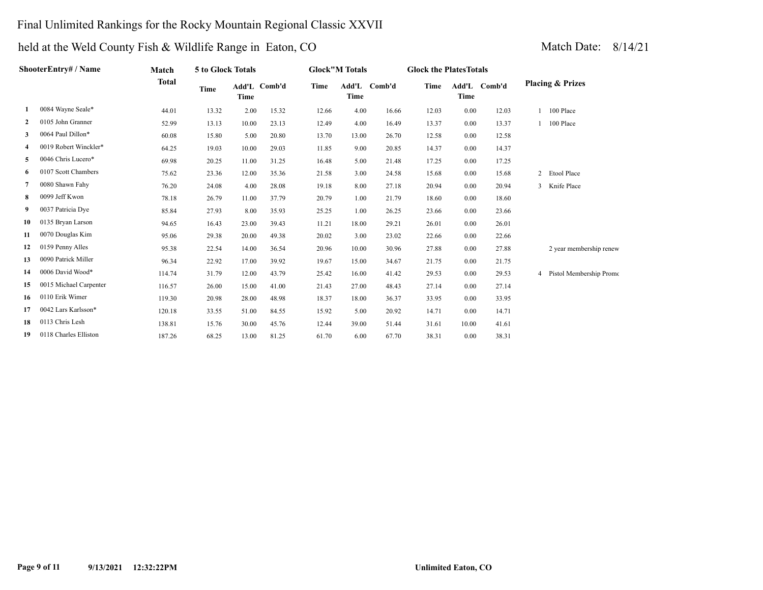Final Unlimited Rankings for the Rocky Mountain Regional Classic XXVII

held at the Weld County Fish & Wildlife Range in Eaton, CO

Match Date: 8/14/21

| | ShooterEntry# / Name | Match Total | 5 to Glock Totals | | | Glock"M Totals | | | Glock the PlatesTotals | | | Placing & Prizes |
|---|---|---|---|---|---|---|---|---|---|---|---|---|
| | | | Time | Add'L Time | Comb'd | Time | Add'L Time | Comb'd | Time | Add'L Time | Comb'd | |
| 1 | 0084 Wayne Seale* | 44.01 | 13.32 | 2.00 | 15.32 | 12.66 | 4.00 | 16.66 | 12.03 | 0.00 | 12.03 | 1 100 Place |
| 2 | 0105 John Granner | 52.99 | 13.13 | 10.00 | 23.13 | 12.49 | 4.00 | 16.49 | 13.37 | 0.00 | 13.37 | 1 100 Place |
| 3 | 0064 Paul Dillon* | 60.08 | 15.80 | 5.00 | 20.80 | 13.70 | 13.00 | 26.70 | 12.58 | 0.00 | 12.58 | |
| 4 | 0019 Robert Winckler* | 64.25 | 19.03 | 10.00 | 29.03 | 11.85 | 9.00 | 20.85 | 14.37 | 0.00 | 14.37 | |
| 5 | 0046 Chris Lucero* | 69.98 | 20.25 | 11.00 | 31.25 | 16.48 | 5.00 | 21.48 | 17.25 | 0.00 | 17.25 | |
| 6 | 0107 Scott Chambers | 75.62 | 23.36 | 12.00 | 35.36 | 21.58 | 3.00 | 24.58 | 15.68 | 0.00 | 15.68 | 2 Etool Place |
| 7 | 0080 Shawn Fahy | 76.20 | 24.08 | 4.00 | 28.08 | 19.18 | 8.00 | 27.18 | 20.94 | 0.00 | 20.94 | 3 Knife Place |
| 8 | 0099 Jeff Kwon | 78.18 | 26.79 | 11.00 | 37.79 | 20.79 | 1.00 | 21.79 | 18.60 | 0.00 | 18.60 | |
| 9 | 0037 Patricia Dye | 85.84 | 27.93 | 8.00 | 35.93 | 25.25 | 1.00 | 26.25 | 23.66 | 0.00 | 23.66 | |
| 10 | 0135 Bryan Larson | 94.65 | 16.43 | 23.00 | 39.43 | 11.21 | 18.00 | 29.21 | 26.01 | 0.00 | 26.01 | |
| 11 | 0070 Douglas Kim | 95.06 | 29.38 | 20.00 | 49.38 | 20.02 | 3.00 | 23.02 | 22.66 | 0.00 | 22.66 | |
| 12 | 0159 Penny Alles | 95.38 | 22.54 | 14.00 | 36.54 | 20.96 | 10.00 | 30.96 | 27.88 | 0.00 | 27.88 | 2 year membership renew |
| 13 | 0090 Patrick Miller | 96.34 | 22.92 | 17.00 | 39.92 | 19.67 | 15.00 | 34.67 | 21.75 | 0.00 | 21.75 | |
| 14 | 0006 David Wood* | 114.74 | 31.79 | 12.00 | 43.79 | 25.42 | 16.00 | 41.42 | 29.53 | 0.00 | 29.53 | 4 Pistol Membership Promo |
| 15 | 0015 Michael Carpenter | 116.57 | 26.00 | 15.00 | 41.00 | 21.43 | 27.00 | 48.43 | 27.14 | 0.00 | 27.14 | |
| 16 | 0110 Erik Wimer | 119.30 | 20.98 | 28.00 | 48.98 | 18.37 | 18.00 | 36.37 | 33.95 | 0.00 | 33.95 | |
| 17 | 0042 Lars Karlsson* | 120.18 | 33.55 | 51.00 | 84.55 | 15.92 | 5.00 | 20.92 | 14.71 | 0.00 | 14.71 | |
| 18 | 0113 Chris Lesh | 138.81 | 15.76 | 30.00 | 45.76 | 12.44 | 39.00 | 51.44 | 31.61 | 10.00 | 41.61 | |
| 19 | 0118 Charles Elliston | 187.26 | 68.25 | 13.00 | 81.25 | 61.70 | 6.00 | 67.70 | 38.31 | 0.00 | 38.31 | |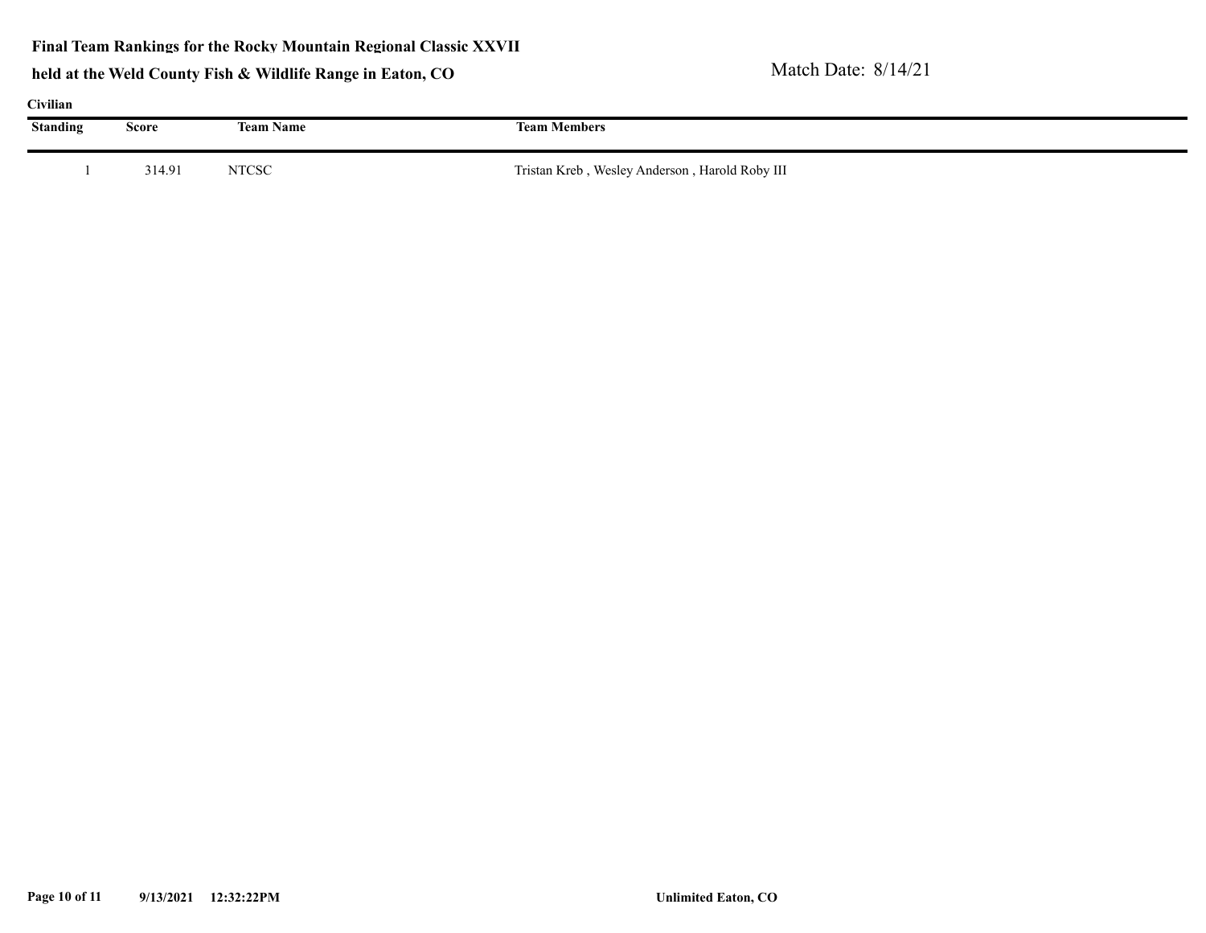**Final Team Rankings for the Rocky Mountain Regional Classic XXVII**

**held at the Weld County Fish & Wildlife Range in Eaton, CO**

Match Date: 8/14/21

**Civilian**

| Standing | Score | Team Name | Team Members |
|---|---|---|---|
| 1 | 314.91 | NTCSC | Tristan Kreb , Wesley Anderson , Harold Roby III |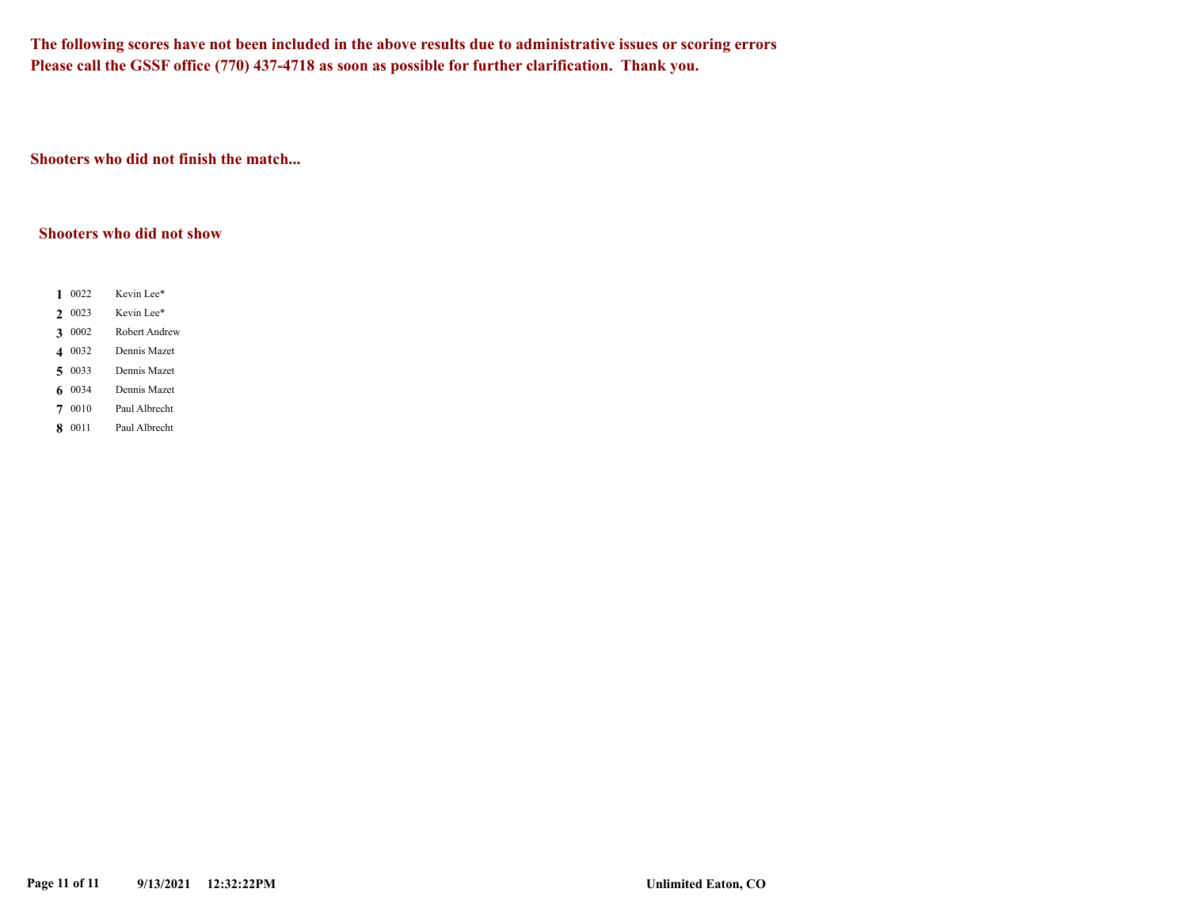**The following scores have not been included in the above results due to administrative issues or scoring errors**
**Please call the GSSF office (770) 437-4718 as soon as possible for further clarification. Thank you.**

**Shooters who did not finish the match...**

**Shooters who did not show**

| | | |
|---|---|---|
| **1** | 0022 | Kevin Lee* |
| **2** | 0023 | Kevin Lee* |
| **3** | 0002 | Robert Andrew |
| **4** | 0032 | Dennis Mazet |
| **5** | 0033 | Dennis Mazet |
| **6** | 0034 | Dennis Mazet |
| **7** | 0010 | Paul Albrecht |
| **8** | 0011 | Paul Albrecht |